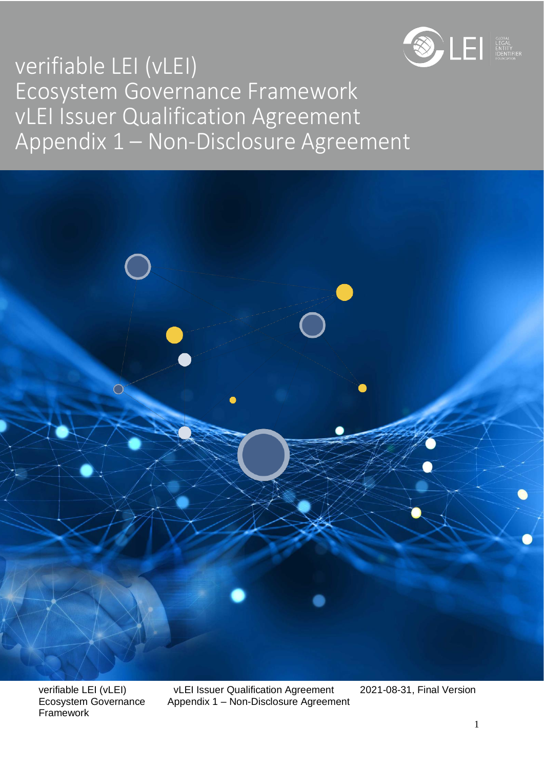# verifiable LEI (vLEI) Ecosystem Governance Framework vLEI Issuer Qualification Agreement Appendix 1 – Non-Disclosure Agreement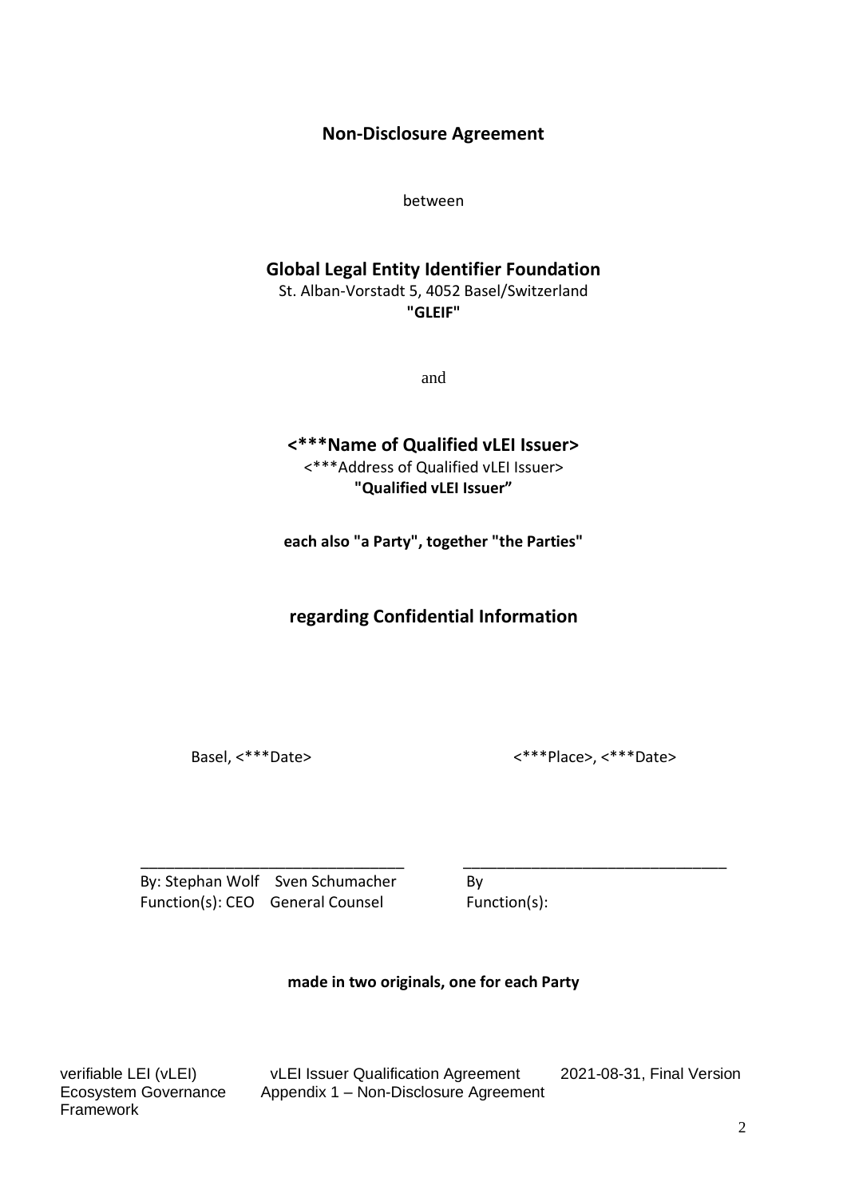# Non-Disclosure Agreement

between

**Global Legal Entity Identifier Foundation**
St. Alban-Vorstadt 5, 4052 Basel/Switzerland
**"GLEIF"**

and

**<***Name of Qualified vLEI Issuer>**
<***Address of Qualified vLEI Issuer>
**"Qualified vLEI Issuer"**

**each also "a Party", together "the Parties"**

## regarding Confidential Information

Basel, <***Date>

<***Place>, <***Date>

_______________________________
By: Stephan Wolf Sven Schumacher
Function(s): CEO General Counsel

_______________________________
By
Function(s):

**made in two originals, one for each Party**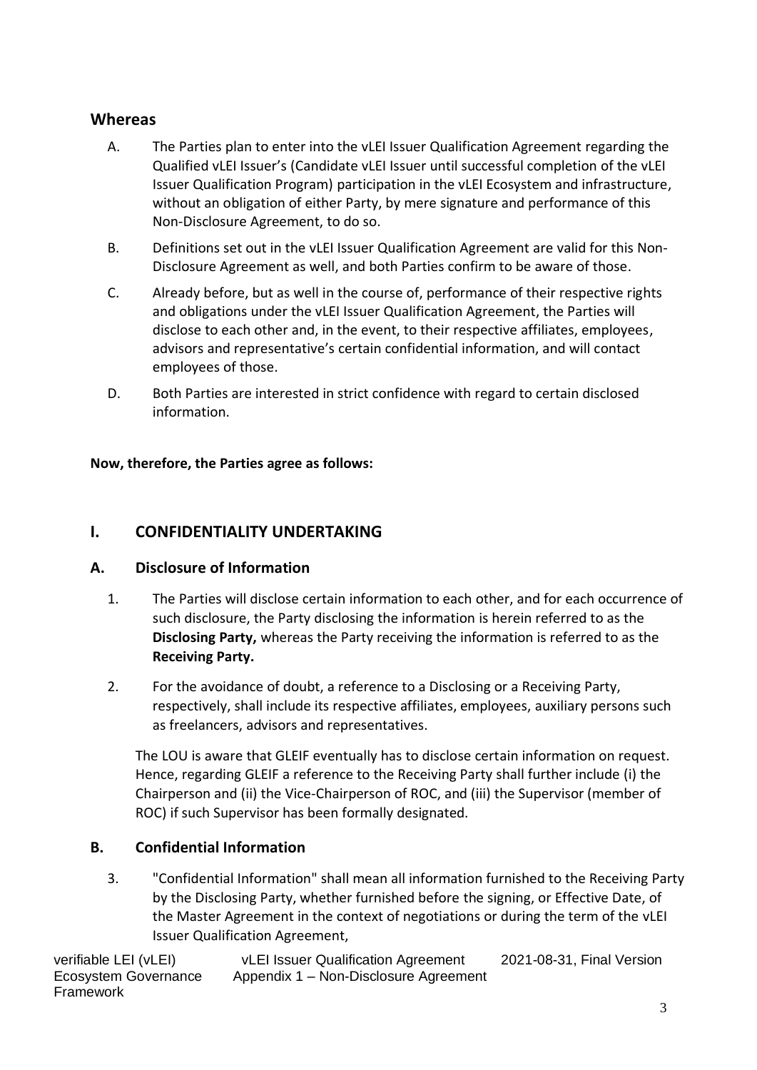## Whereas

A. The Parties plan to enter into the vLEI Issuer Qualification Agreement regarding the Qualified vLEI Issuer's (Candidate vLEI Issuer until successful completion of the vLEI Issuer Qualification Program) participation in the vLEI Ecosystem and infrastructure, without an obligation of either Party, by mere signature and performance of this Non-Disclosure Agreement, to do so.

B. Definitions set out in the vLEI Issuer Qualification Agreement are valid for this Non-Disclosure Agreement as well, and both Parties confirm to be aware of those.

C. Already before, but as well in the course of, performance of their respective rights and obligations under the vLEI Issuer Qualification Agreement, the Parties will disclose to each other and, in the event, to their respective affiliates, employees, advisors and representative's certain confidential information, and will contact employees of those.

D. Both Parties are interested in strict confidence with regard to certain disclosed information.

**Now, therefore, the Parties agree as follows:**

## I. CONFIDENTIALITY UNDERTAKING

### A. Disclosure of Information

1. The Parties will disclose certain information to each other, and for each occurrence of such disclosure, the Party disclosing the information is herein referred to as the **Disclosing Party,** whereas the Party receiving the information is referred to as the **Receiving Party.**

2. For the avoidance of doubt, a reference to a Disclosing or a Receiving Party, respectively, shall include its respective affiliates, employees, auxiliary persons such as freelancers, advisors and representatives.

   The LOU is aware that GLEIF eventually has to disclose certain information on request. Hence, regarding GLEIF a reference to the Receiving Party shall further include (i) the Chairperson and (ii) the Vice-Chairperson of ROC, and (iii) the Supervisor (member of ROC) if such Supervisor has been formally designated.

### B. Confidential Information

3. "Confidential Information" shall mean all information furnished to the Receiving Party by the Disclosing Party, whether furnished before the signing, or Effective Date, of the Master Agreement in the context of negotiations or during the term of the vLEI Issuer Qualification Agreement,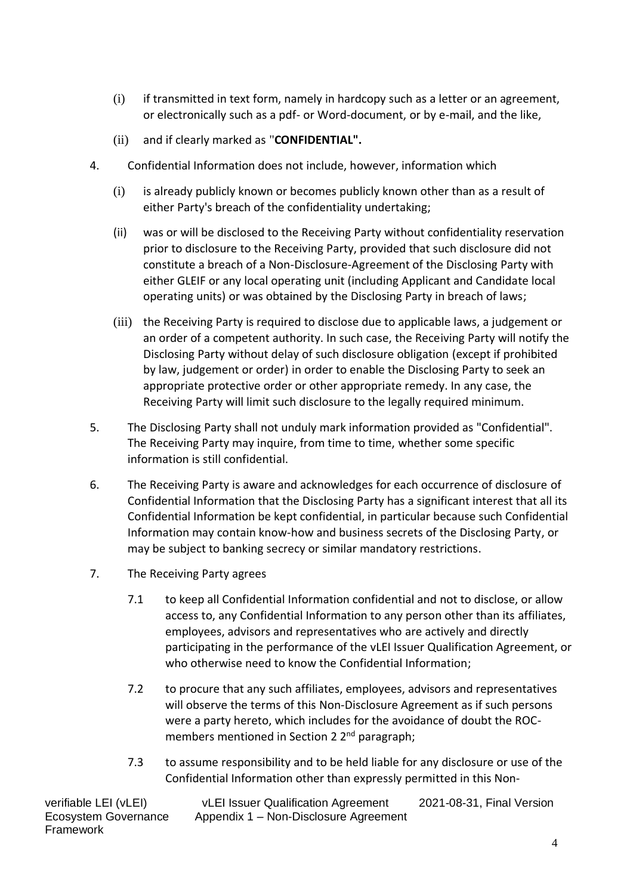(i) if transmitted in text form, namely in hardcopy such as a letter or an agreement, or electronically such as a pdf- or Word-document, or by e-mail, and the like,

(ii) and if clearly marked as "**CONFIDENTIAL".**

4. Confidential Information does not include, however, information which

   (i) is already publicly known or becomes publicly known other than as a result of either Party's breach of the confidentiality undertaking;

   (ii) was or will be disclosed to the Receiving Party without confidentiality reservation prior to disclosure to the Receiving Party, provided that such disclosure did not constitute a breach of a Non-Disclosure-Agreement of the Disclosing Party with either GLEIF or any local operating unit (including Applicant and Candidate local operating units) or was obtained by the Disclosing Party in breach of laws;

   (iii) the Receiving Party is required to disclose due to applicable laws, a judgement or an order of a competent authority. In such case, the Receiving Party will notify the Disclosing Party without delay of such disclosure obligation (except if prohibited by law, judgement or order) in order to enable the Disclosing Party to seek an appropriate protective order or other appropriate remedy. In any case, the Receiving Party will limit such disclosure to the legally required minimum.

5. The Disclosing Party shall not unduly mark information provided as "Confidential". The Receiving Party may inquire, from time to time, whether some specific information is still confidential.

6. The Receiving Party is aware and acknowledges for each occurrence of disclosure of Confidential Information that the Disclosing Party has a significant interest that all its Confidential Information be kept confidential, in particular because such Confidential Information may contain know-how and business secrets of the Disclosing Party, or may be subject to banking secrecy or similar mandatory restrictions.

7. The Receiving Party agrees

   7.1 to keep all Confidential Information confidential and not to disclose, or allow access to, any Confidential Information to any person other than its affiliates, employees, advisors and representatives who are actively and directly participating in the performance of the vLEI Issuer Qualification Agreement, or who otherwise need to know the Confidential Information;

   7.2 to procure that any such affiliates, employees, advisors and representatives will observe the terms of this Non-Disclosure Agreement as if such persons were a party hereto, which includes for the avoidance of doubt the ROC-members mentioned in Section 2 2nd paragraph;

   7.3 to assume responsibility and to be held liable for any disclosure or use of the Confidential Information other than expressly permitted in this Non-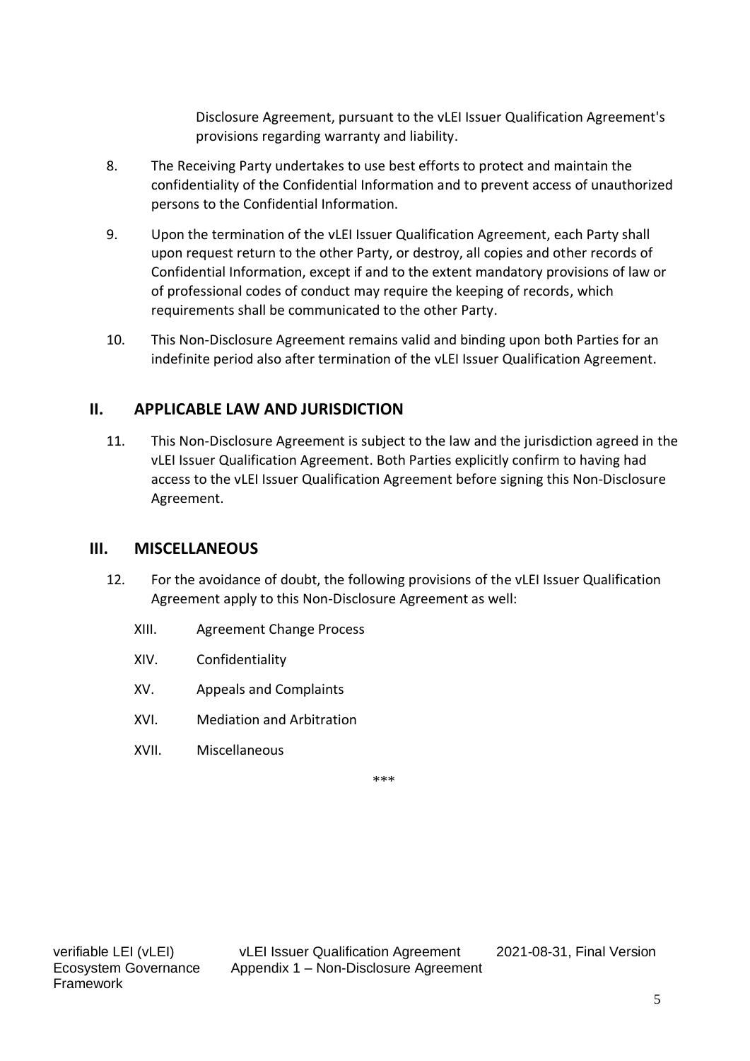Disclosure Agreement, pursuant to the vLEI Issuer Qualification Agreement's provisions regarding warranty and liability.

8. The Receiving Party undertakes to use best efforts to protect and maintain the confidentiality of the Confidential Information and to prevent access of unauthorized persons to the Confidential Information.

9. Upon the termination of the vLEI Issuer Qualification Agreement, each Party shall upon request return to the other Party, or destroy, all copies and other records of Confidential Information, except if and to the extent mandatory provisions of law or of professional codes of conduct may require the keeping of records, which requirements shall be communicated to the other Party.

10. This Non-Disclosure Agreement remains valid and binding upon both Parties for an indefinite period also after termination of the vLEI Issuer Qualification Agreement.

## II. APPLICABLE LAW AND JURISDICTION

11. This Non-Disclosure Agreement is subject to the law and the jurisdiction agreed in the vLEI Issuer Qualification Agreement. Both Parties explicitly confirm to having had access to the vLEI Issuer Qualification Agreement before signing this Non-Disclosure Agreement.

## III. MISCELLANEOUS

12. For the avoidance of doubt, the following provisions of the vLEI Issuer Qualification Agreement apply to this Non-Disclosure Agreement as well:

    XIII. Agreement Change Process

    XIV. Confidentiality

    XV. Appeals and Complaints

    XVI. Mediation and Arbitration

    XVII. Miscellaneous

\*\*\*